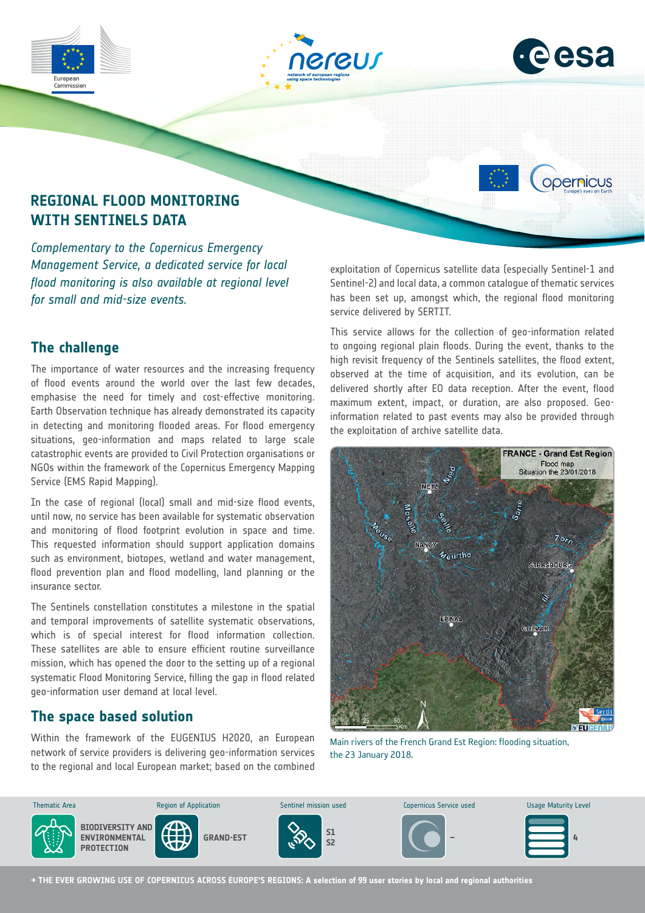## REGIONAL FLOOD MONITORING WITH SENTINELS DATA

*Complementary to the Copernicus Emergency Management Service, a dedicated service for local flood monitoring is also available at regional level for small and mid-size events.*

### The challenge

The importance of water resources and the increasing frequency of flood events around the world over the last few decades, emphasise the need for timely and cost-effective monitoring. Earth Observation technique has already demonstrated its capacity in detecting and monitoring flooded areas. For flood emergency situations, geo-information and maps related to large scale catastrophic events are provided to Civil Protection organisations or NGOs within the framework of the Copernicus Emergency Mapping Service (EMS Rapid Mapping).

In the case of regional (local) small and mid-size flood events, until now, no service has been available for systematic observation and monitoring of flood footprint evolution in space and time. This requested information should support application domains such as environment, biotopes, wetland and water management, flood prevention plan and flood modelling, land planning or the insurance sector.

The Sentinels constellation constitutes a milestone in the spatial and temporal improvements of satellite systematic observations, which is of special interest for flood information collection. These satellites are able to ensure efficient routine surveillance mission, which has opened the door to the setting up of a regional systematic Flood Monitoring Service, filling the gap in flood related geo-information user demand at local level.

### The space based solution

Within the framework of the EUGENIUS H2020, an European network of service providers is delivering geo-information services to the regional and local European market; based on the combined exploitation of Copernicus satellite data (especially Sentinel-1 and Sentinel-2) and local data, a common catalogue of thematic services has been set up, amongst which, the regional flood monitoring service delivered by SERTIT.

This service allows for the collection of geo-information related to ongoing regional plain floods. During the event, thanks to the high revisit frequency of the Sentinels satellites, the flood extent, observed at the time of acquisition, and its evolution, can be delivered shortly after EO data reception. After the event, flood maximum extent, impact, or duration, are also proposed. Geo-information related to past events may also be provided through the exploitation of archive satellite data.

Main rivers of the French Grand Est Region: flooding situation, the 23 January 2018.

| Thematic Area | Region of Application | Sentinel mission used | Copernicus Service used | Usage Maturity Level |
| --- | --- | --- | --- | --- |
| BIODIVERSITY AND ENVIRONMENTAL PROTECTION | GRAND-EST | S1 S2 | – | 4 |

→ THE EVER GROWING USE OF COPERNICUS ACROSS EUROPE'S REGIONS: A selection of 99 user stories by local and regional authorities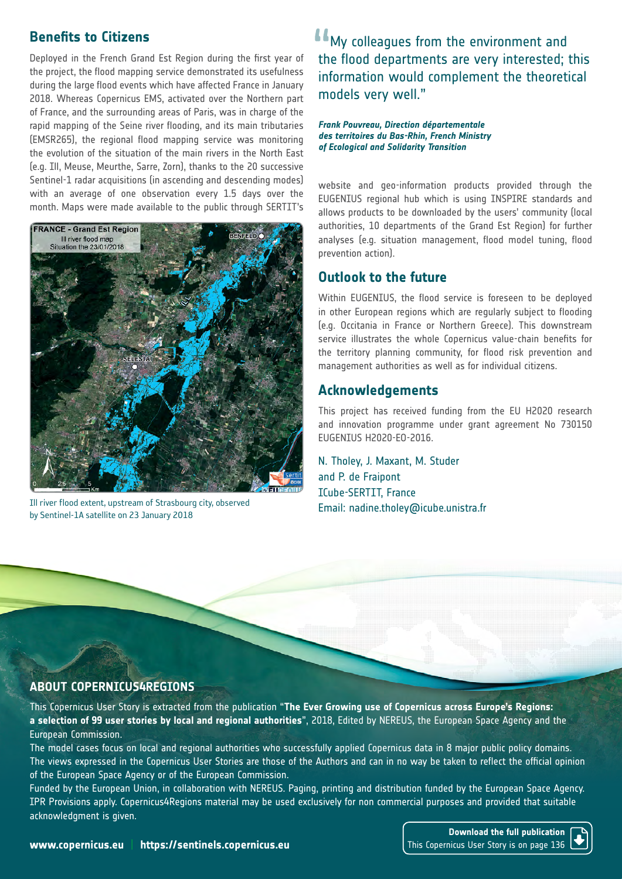## Benefits to Citizens

Deployed in the French Grand Est Region during the first year of the project, the flood mapping service demonstrated its usefulness during the large flood events which have affected France in January 2018. Whereas Copernicus EMS, activated over the Northern part of France, and the surrounding areas of Paris, was in charge of the rapid mapping of the Seine river flooding, and its main tributaries (EMSR265), the regional flood mapping service was monitoring the evolution of the situation of the main rivers in the North East (e.g. Ill, Meuse, Meurthe, Sarre, Zorn), thanks to the 20 successive Sentinel-1 radar acquisitions (in ascending and descending modes) with an average of one observation every 1.5 days over the month. Maps were made available to the public through SERTIT's website and geo-information products provided through the EUGENIUS regional hub which is using INSPIRE standards and allows products to be downloaded by the users' community (local authorities, 10 departments of the Grand Est Region) for further analyses (e.g. situation management, flood model tuning, flood prevention action).

FRANCE - Grand Est Region
Ill river flood map
Situation the 23/01/2018

Ill river flood extent, upstream of Strasbourg city, observed by Sentinel-1A satellite on 23 January 2018

> "My colleagues from the environment and the flood departments are very interested; this information would complement the theoretical models very well."
>
> ***Frank Pouvreau, Direction départementale des territoires du Bas-Rhin, French Ministry of Ecological and Solidarity Transition***

## Outlook to the future

Within EUGENIUS, the flood service is foreseen to be deployed in other European regions which are regularly subject to flooding (e.g. Occitania in France or Northern Greece). This downstream service illustrates the whole Copernicus value-chain benefits for the territory planning community, for flood risk prevention and management authorities as well as for individual citizens.

## Acknowledgements

This project has received funding from the EU H2020 research and innovation programme under grant agreement No 730150 EUGENIUS H2020-EO-2016.

N. Tholey, J. Maxant, M. Studer and P. de Fraipont
ICube-SERTIT, France
Email: nadine.tholey@icube.unistra.fr

## ABOUT COPERNICUS4REGIONS

This Copernicus User Story is extracted from the publication "**The Ever Growing use of Copernicus across Europe's Regions: a selection of 99 user stories by local and regional authorities**", 2018, Edited by NEREUS, the European Space Agency and the European Commission.

The model cases focus on local and regional authorities who successfully applied Copernicus data in 8 major public policy domains. The views expressed in the Copernicus User Stories are those of the Authors and can in no way be taken to reflect the official opinion of the European Space Agency or of the European Commission.

Funded by the European Union, in collaboration with NEREUS. Paging, printing and distribution funded by the European Space Agency. IPR Provisions apply. Copernicus4Regions material may be used exclusively for non commercial purposes and provided that suitable acknowledgment is given.

**www.copernicus.eu** | **https://sentinels.copernicus.eu**

**Download the full publication**
This Copernicus User Story is on page 136